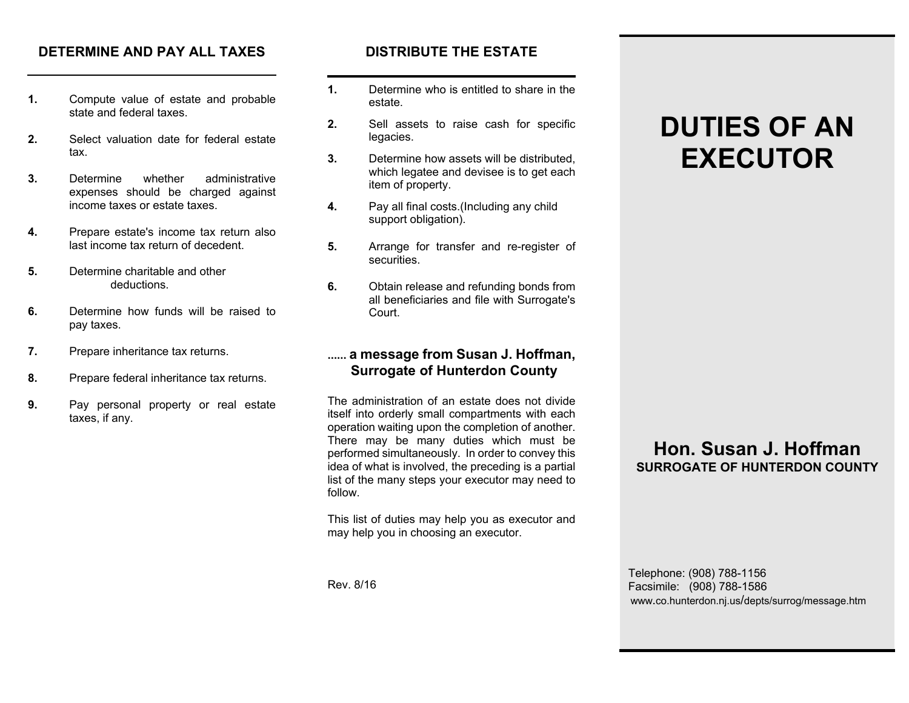## DETERMINE AND PAY ALL TAXES

1. Compute value of estate and probable state and federal taxes.
2. Select valuation date for federal estate tax.
3. Determine whether administrative expenses should be charged against income taxes or estate taxes.
4. Prepare estate's income tax return also last income tax return of decedent.
5. Determine charitable and other deductions.
6. Determine how funds will be raised to pay taxes.
7. Prepare inheritance tax returns.
8. Prepare federal inheritance tax returns.
9. Pay personal property or real estate taxes, if any.

## DISTRIBUTE THE ESTATE

1. Determine who is entitled to share in the estate.
2. Sell assets to raise cash for specific legacies.
3. Determine how assets will be distributed, which legatee and devisee is to get each item of property.
4. Pay all final costs.(Including any child support obligation).
5. Arrange for transfer and re-register of securities.
6. Obtain release and refunding bonds from all beneficiaries and file with Surrogate's Court.

### ...... a message from Susan J. Hoffman, Surrogate of Hunterdon County

The administration of an estate does not divide itself into orderly small compartments with each operation waiting upon the completion of another. There may be many duties which must be performed simultaneously. In order to convey this idea of what is involved, the preceding is a partial list of the many steps your executor may need to follow.

This list of duties may help you as executor and may help you in choosing an executor.

Rev. 8/16

# DUTIES OF AN EXECUTOR

**Hon. Susan J. Hoffman**
**SURROGATE OF HUNTERDON COUNTY**

Telephone: (908) 788-1156
Facsimile: (908) 788-1586
www.co.hunterdon.nj.us/depts/surrog/message.htm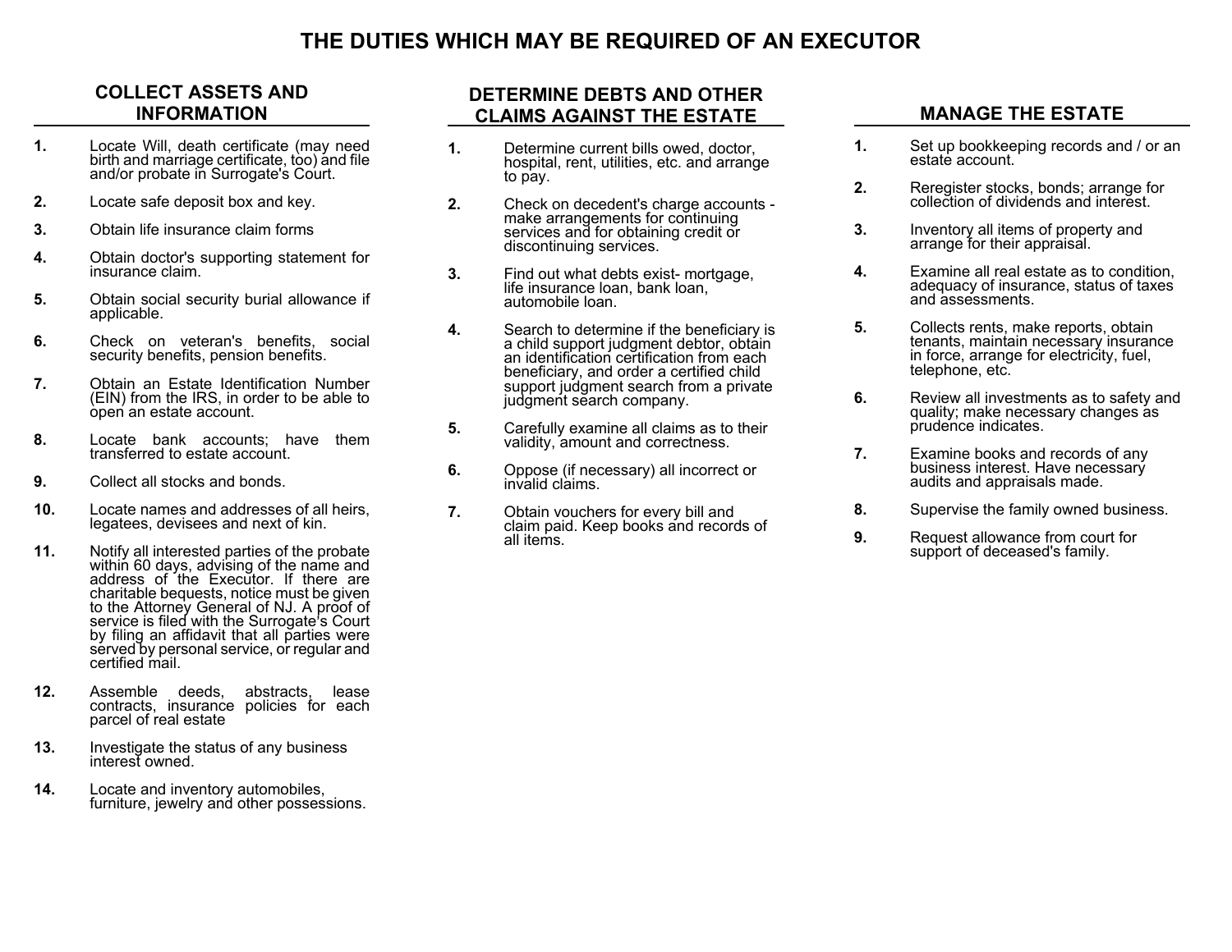# THE DUTIES WHICH MAY BE REQUIRED OF AN EXECUTOR

## COLLECT ASSETS AND INFORMATION

1. Locate Will, death certificate (may need birth and marriage certificate, too) and file and/or probate in Surrogate's Court.
2. Locate safe deposit box and key.
3. Obtain life insurance claim forms
4. Obtain doctor's supporting statement for insurance claim.
5. Obtain social security burial allowance if applicable.
6. Check on veteran's benefits, social security benefits, pension benefits.
7. Obtain an Estate Identification Number (EIN) from the IRS, in order to be able to open an estate account.
8. Locate bank accounts; have them transferred to estate account.
9. Collect all stocks and bonds.
10. Locate names and addresses of all heirs, legatees, devisees and next of kin.
11. Notify all interested parties of the probate within 60 days, advising of the name and address of the Executor. If there are charitable bequests, notice must be given to the Attorney General of NJ. A proof of service is filed with the Surrogate's Court by filing an affidavit that all parties were served by personal service, or regular and certified mail.
12. Assemble deeds, abstracts, lease contracts, insurance policies for each parcel of real estate
13. Investigate the status of any business interest owned.
14. Locate and inventory automobiles, furniture, jewelry and other possessions.

## DETERMINE DEBTS AND OTHER CLAIMS AGAINST THE ESTATE

1. Determine current bills owed, doctor, hospital, rent, utilities, etc. and arrange to pay.
2. Check on decedent's charge accounts - make arrangements for continuing services and for obtaining credit or discontinuing services.
3. Find out what debts exist- mortgage, life insurance loan, bank loan, automobile loan.
4. Search to determine if the beneficiary is a child support judgment debtor, obtain an identification certification from each beneficiary, and order a certified child support judgment search from a private judgment search company.
5. Carefully examine all claims as to their validity, amount and correctness.
6. Oppose (if necessary) all incorrect or invalid claims.
7. Obtain vouchers for every bill and claim paid. Keep books and records of all items.

## MANAGE THE ESTATE

1. Set up bookkeeping records and / or an estate account.
2. Reregister stocks, bonds; arrange for collection of dividends and interest.
3. Inventory all items of property and arrange for their appraisal.
4. Examine all real estate as to condition, adequacy of insurance, status of taxes and assessments.
5. Collects rents, make reports, obtain tenants, maintain necessary insurance in force, arrange for electricity, fuel, telephone, etc.
6. Review all investments as to safety and quality; make necessary changes as prudence indicates.
7. Examine books and records of any business interest. Have necessary audits and appraisals made.
8. Supervise the family owned business.
9. Request allowance from court for support of deceased's family.